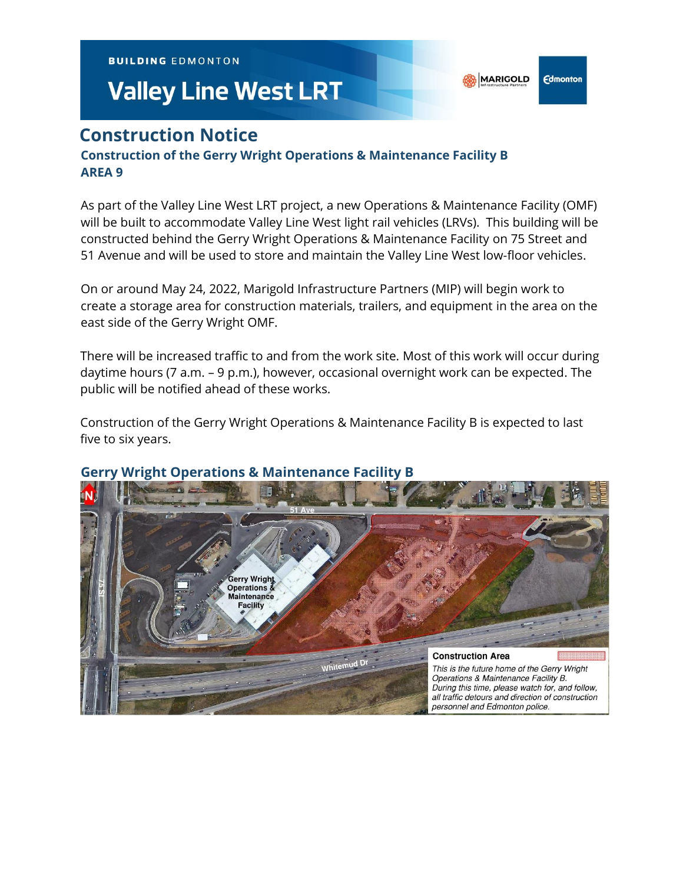BUILDING EDMONTON

# Valley Line West LRT

## Construction Notice

### Construction of the Gerry Wright Operations & Maintenance Facility B
### AREA 9

As part of the Valley Line West LRT project, a new Operations & Maintenance Facility (OMF) will be built to accommodate Valley Line West light rail vehicles (LRVs). This building will be constructed behind the Gerry Wright Operations & Maintenance Facility on 75 Street and 51 Avenue and will be used to store and maintain the Valley Line West low-floor vehicles.

On or around May 24, 2022, Marigold Infrastructure Partners (MIP) will begin work to create a storage area for construction materials, trailers, and equipment in the area on the east side of the Gerry Wright OMF.

There will be increased traffic to and from the work site. Most of this work will occur during daytime hours (7 a.m. – 9 p.m.), however, occasional overnight work can be expected. The public will be notified ahead of these works.

Construction of the Gerry Wright Operations & Maintenance Facility B is expected to last five to six years.

### Gerry Wright Operations & Maintenance Facility B

**Construction Area**

*This is the future home of the Gerry Wright Operations & Maintenance Facility B. During this time, please watch for, and follow, all traffic detours and direction of construction personnel and Edmonton police.*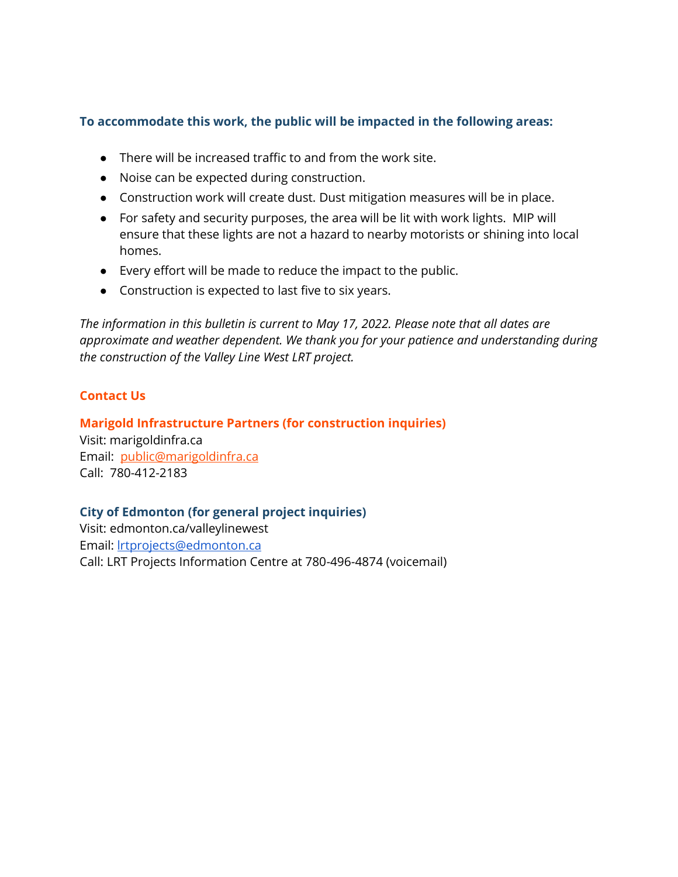**To accommodate this work, the public will be impacted in the following areas:**

- There will be increased traffic to and from the work site.
- Noise can be expected during construction.
- Construction work will create dust. Dust mitigation measures will be in place.
- For safety and security purposes, the area will be lit with work lights. MIP will ensure that these lights are not a hazard to nearby motorists or shining into local homes.
- Every effort will be made to reduce the impact to the public.
- Construction is expected to last five to six years.

*The information in this bulletin is current to May 17, 2022. Please note that all dates are approximate and weather dependent. We thank you for your patience and understanding during the construction of the Valley Line West LRT project.*

## Contact Us

### Marigold Infrastructure Partners (for construction inquiries)

Visit: marigoldinfra.ca
Email: public@marigoldinfra.ca
Call: 780-412-2183

### City of Edmonton (for general project inquiries)

Visit: edmonton.ca/valleylinewest
Email: lrtprojects@edmonton.ca
Call: LRT Projects Information Centre at 780-496-4874 (voicemail)